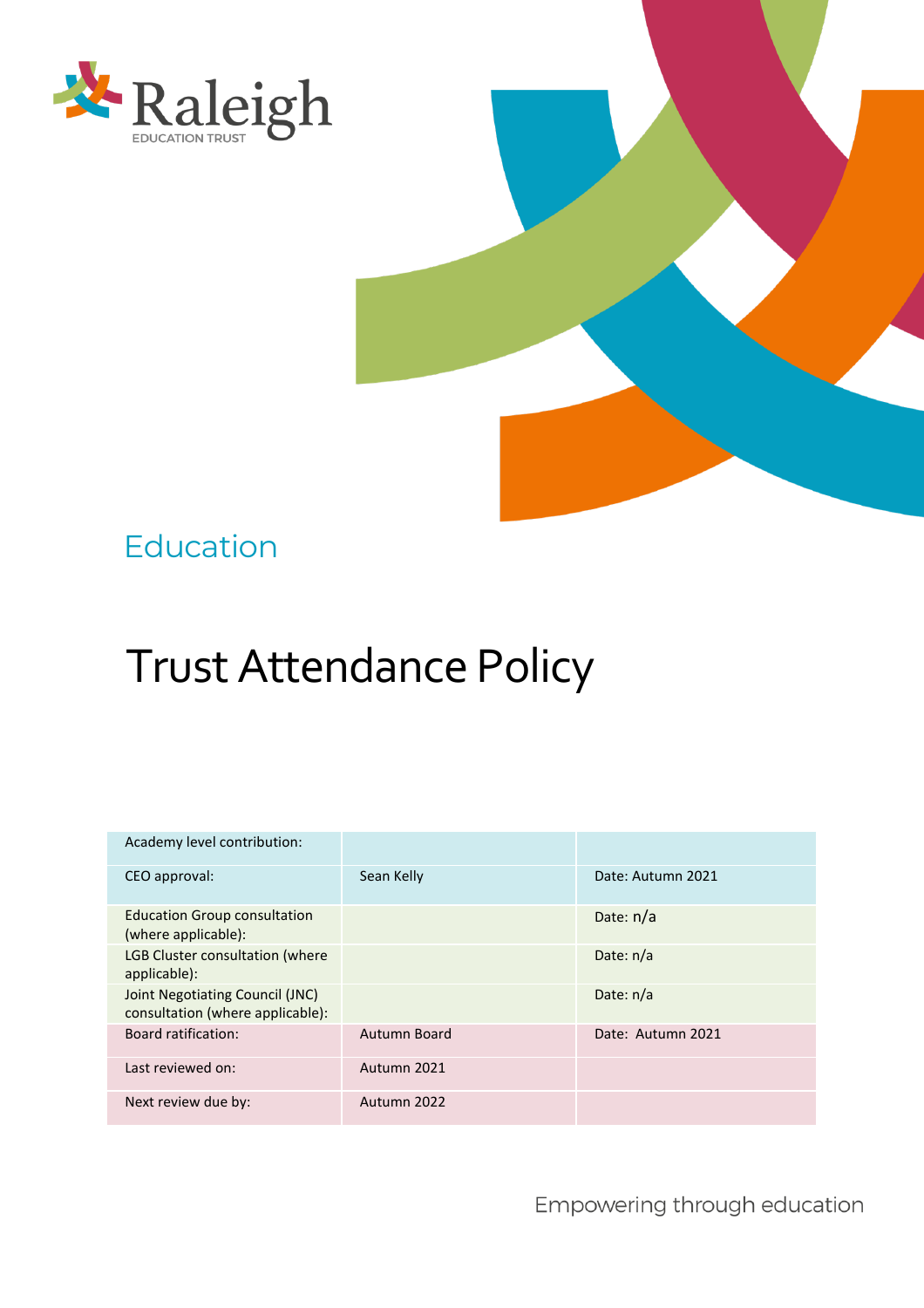Raleigh
EDUCATION TRUST

Education

# Trust Attendance Policy

| Academy level contribution: | | |
|---|---|---|
| CEO approval: | Sean Kelly | Date: Autumn 2021 |
| Education Group consultation (where applicable): | | Date: n/a |
| LGB Cluster consultation (where applicable): | | Date: n/a |
| Joint Negotiating Council (JNC) consultation (where applicable): | | Date: n/a |
| Board ratification: | Autumn Board | Date: Autumn 2021 |
| Last reviewed on: | Autumn 2021 | |
| Next review due by: | Autumn 2022 | |

Empowering through education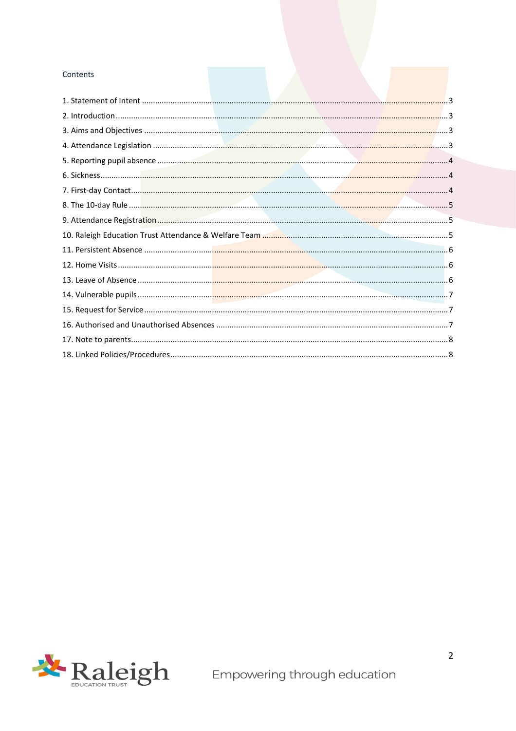Contents

1. Statement of Intent ........................................................................................................................ 3
2. Introduction ................................................................................................................................ 3
3. Aims and Objectives ....................................................................................................................... 3
4. Attendance Legislation .................................................................................................................... 3
5. Reporting pupil absence .................................................................................................................. 4
6. Sickness ....................................................................................................................................... 4
7. First-day Contact ............................................................................................................................ 4
8. The 10-day Rule ............................................................................................................................ 5
9. Attendance Registration .................................................................................................................. 5
10. Raleigh Education Trust Attendance & Welfare Team ........................................................................ 5
11. Persistent Absence ....................................................................................................................... 6
12. Home Visits ................................................................................................................................. 6
13. Leave of Absence .......................................................................................................................... 6
14. Vulnerable pupils .......................................................................................................................... 7
15. Request for Service ....................................................................................................................... 7
16. Authorised and Unauthorised Absences ........................................................................................... 7
17. Note to parents ............................................................................................................................. 8
18. Linked Policies/Procedures ............................................................................................................. 8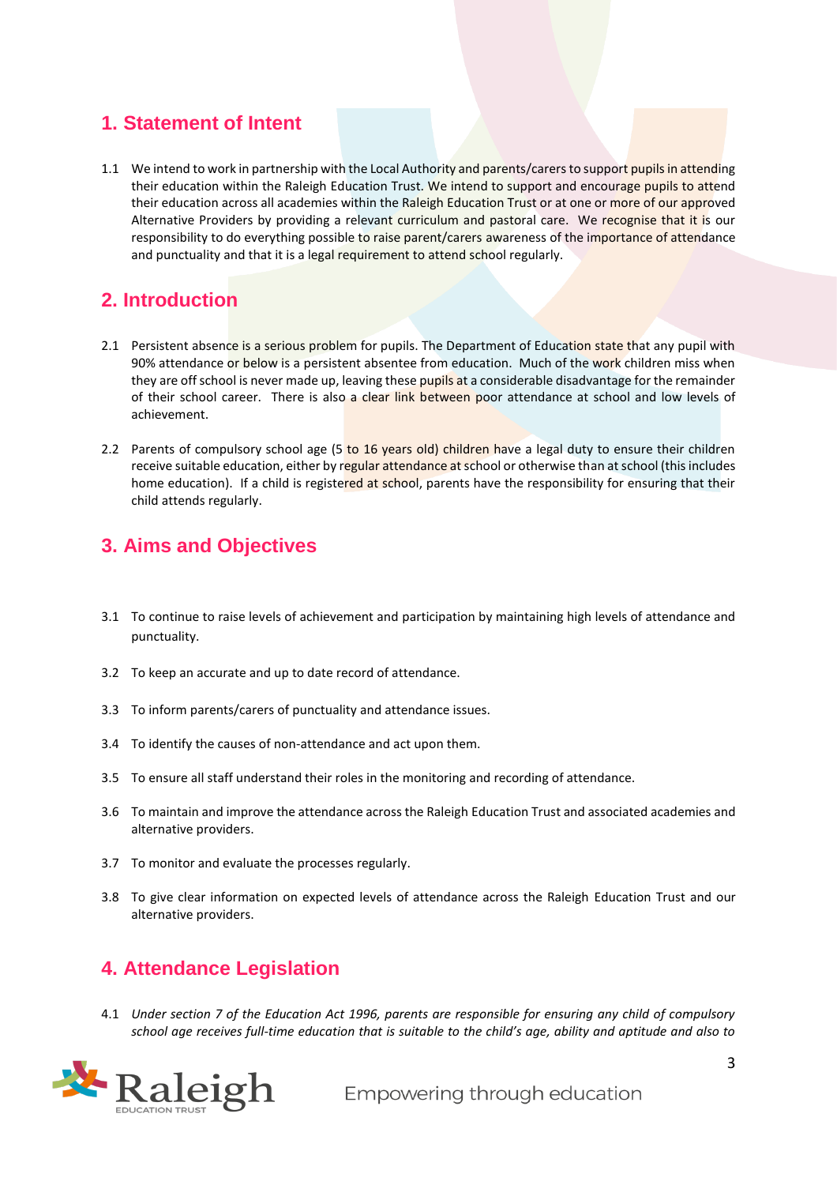## 1. Statement of Intent

1.1 We intend to work in partnership with the Local Authority and parents/carers to support pupils in attending their education within the Raleigh Education Trust. We intend to support and encourage pupils to attend their education across all academies within the Raleigh Education Trust or at one or more of our approved Alternative Providers by providing a relevant curriculum and pastoral care. We recognise that it is our responsibility to do everything possible to raise parent/carers awareness of the importance of attendance and punctuality and that it is a legal requirement to attend school regularly.

## 2. Introduction

2.1 Persistent absence is a serious problem for pupils. The Department of Education state that any pupil with 90% attendance or below is a persistent absentee from education. Much of the work children miss when they are off school is never made up, leaving these pupils at a considerable disadvantage for the remainder of their school career. There is also a clear link between poor attendance at school and low levels of achievement.

2.2 Parents of compulsory school age (5 to 16 years old) children have a legal duty to ensure their children receive suitable education, either by regular attendance at school or otherwise than at school (this includes home education). If a child is registered at school, parents have the responsibility for ensuring that their child attends regularly.

## 3. Aims and Objectives

3.1 To continue to raise levels of achievement and participation by maintaining high levels of attendance and punctuality.

3.2 To keep an accurate and up to date record of attendance.

3.3 To inform parents/carers of punctuality and attendance issues.

3.4 To identify the causes of non-attendance and act upon them.

3.5 To ensure all staff understand their roles in the monitoring and recording of attendance.

3.6 To maintain and improve the attendance across the Raleigh Education Trust and associated academies and alternative providers.

3.7 To monitor and evaluate the processes regularly.

3.8 To give clear information on expected levels of attendance across the Raleigh Education Trust and our alternative providers.

## 4. Attendance Legislation

4.1 *Under section 7 of the Education Act 1996, parents are responsible for ensuring any child of compulsory school age receives full-time education that is suitable to the child's age, ability and aptitude and also to*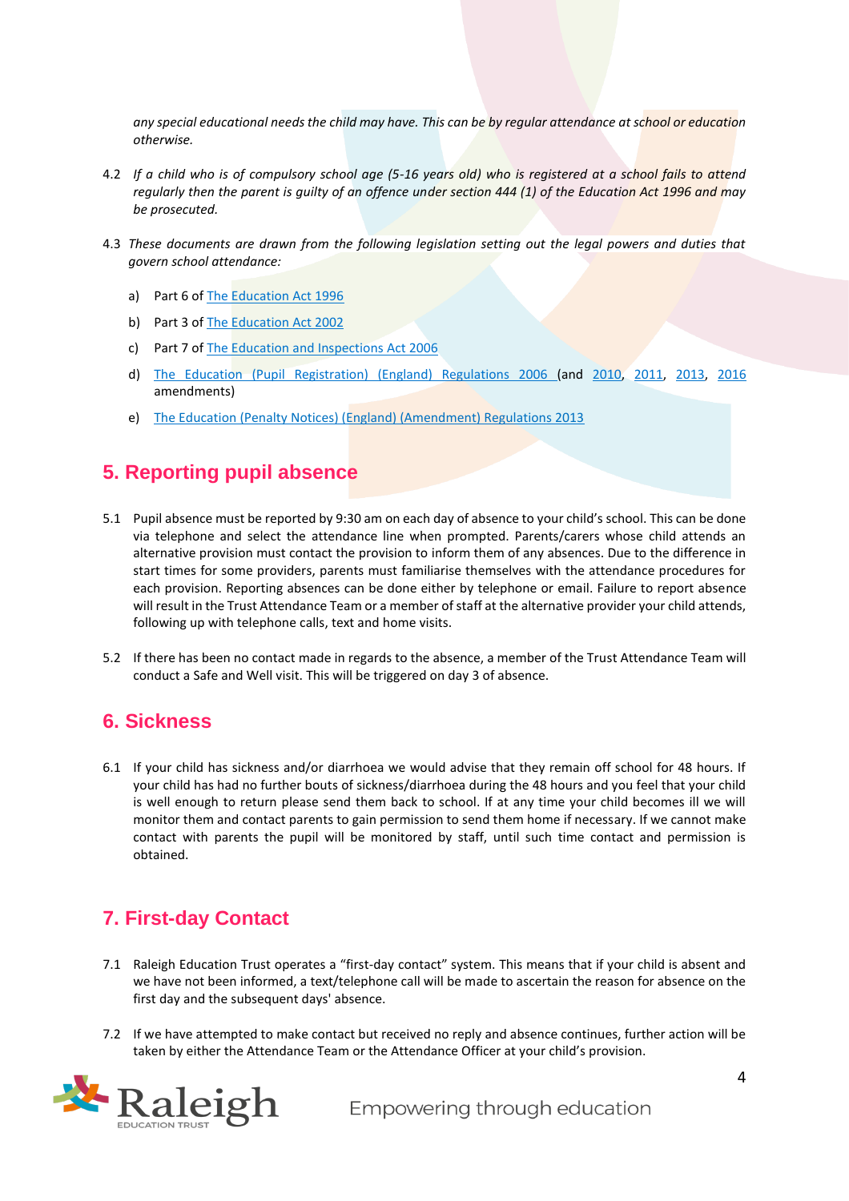*any special educational needs the child may have. This can be by regular attendance at school or education otherwise.*

4.2 *If a child who is of compulsory school age (5-16 years old) who is registered at a school fails to attend regularly then the parent is guilty of an offence under section 444 (1) of the Education Act 1996 and may be prosecuted.*

4.3 *These documents are drawn from the following legislation setting out the legal powers and duties that govern school attendance:*

a) Part 6 of The Education Act 1996

b) Part 3 of The Education Act 2002

c) Part 7 of The Education and Inspections Act 2006

d) The Education (Pupil Registration) (England) Regulations 2006 (and 2010, 2011, 2013, 2016 amendments)

e) The Education (Penalty Notices) (England) (Amendment) Regulations 2013

## 5. Reporting pupil absence

5.1 Pupil absence must be reported by 9:30 am on each day of absence to your child's school. This can be done via telephone and select the attendance line when prompted. Parents/carers whose child attends an alternative provision must contact the provision to inform them of any absences. Due to the difference in start times for some providers, parents must familiarise themselves with the attendance procedures for each provision. Reporting absences can be done either by telephone or email. Failure to report absence will result in the Trust Attendance Team or a member of staff at the alternative provider your child attends, following up with telephone calls, text and home visits.

5.2 If there has been no contact made in regards to the absence, a member of the Trust Attendance Team will conduct a Safe and Well visit. This will be triggered on day 3 of absence.

## 6. Sickness

6.1 If your child has sickness and/or diarrhoea we would advise that they remain off school for 48 hours. If your child has had no further bouts of sickness/diarrhoea during the 48 hours and you feel that your child is well enough to return please send them back to school. If at any time your child becomes ill we will monitor them and contact parents to gain permission to send them home if necessary. If we cannot make contact with parents the pupil will be monitored by staff, until such time contact and permission is obtained.

## 7. First-day Contact

7.1 Raleigh Education Trust operates a "first-day contact" system. This means that if your child is absent and we have not been informed, a text/telephone call will be made to ascertain the reason for absence on the first day and the subsequent days' absence.

7.2 If we have attempted to make contact but received no reply and absence continues, further action will be taken by either the Attendance Team or the Attendance Officer at your child's provision.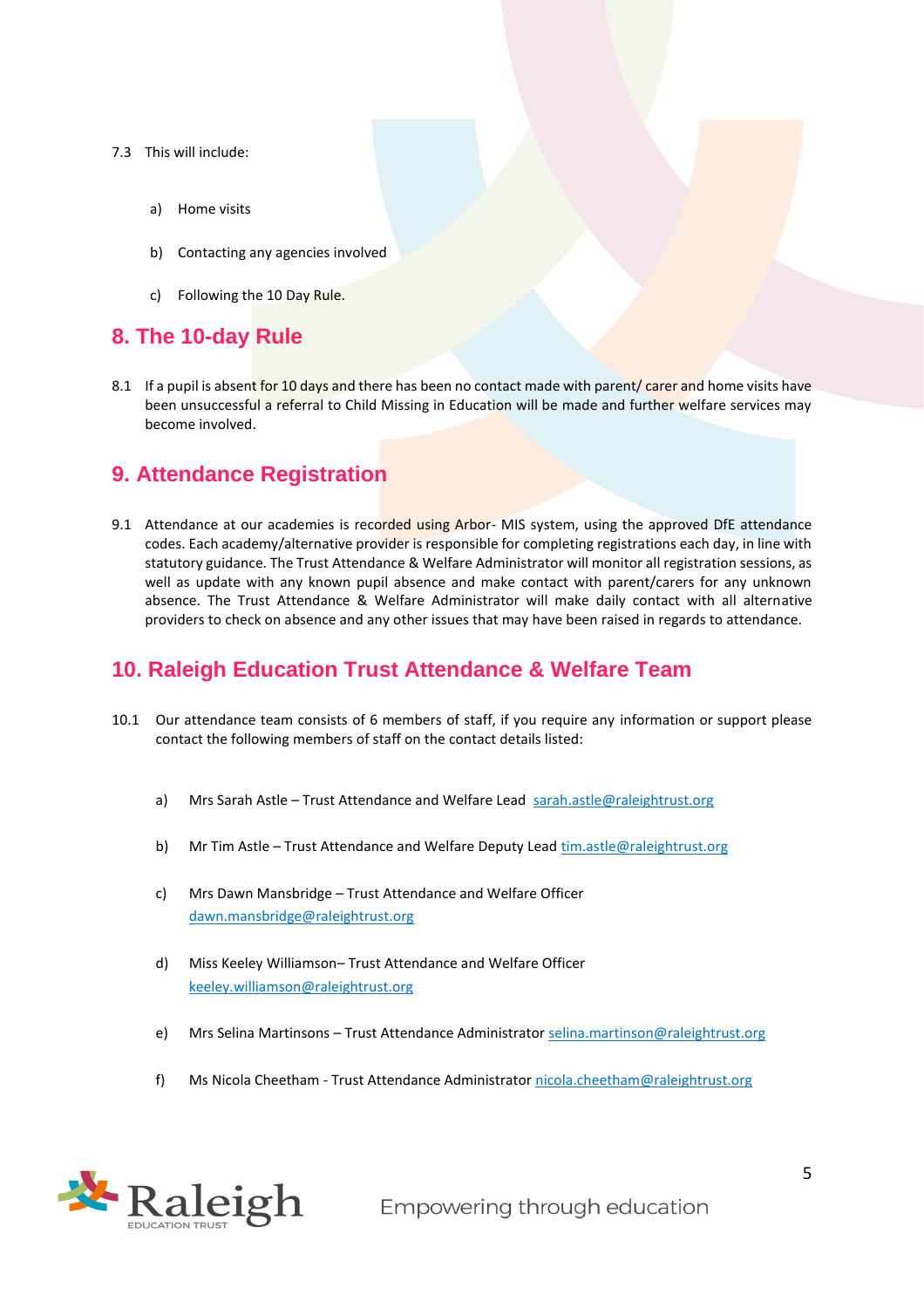7.3 This will include:

a) Home visits

b) Contacting any agencies involved

c) Following the 10 Day Rule.

## 8. The 10-day Rule

8.1 If a pupil is absent for 10 days and there has been no contact made with parent/ carer and home visits have been unsuccessful a referral to Child Missing in Education will be made and further welfare services may become involved.

## 9. Attendance Registration

9.1 Attendance at our academies is recorded using Arbor- MIS system, using the approved DfE attendance codes. Each academy/alternative provider is responsible for completing registrations each day, in line with statutory guidance. The Trust Attendance & Welfare Administrator will monitor all registration sessions, as well as update with any known pupil absence and make contact with parent/carers for any unknown absence. The Trust Attendance & Welfare Administrator will make daily contact with all alternative providers to check on absence and any other issues that may have been raised in regards to attendance.

## 10. Raleigh Education Trust Attendance & Welfare Team

10.1 Our attendance team consists of 6 members of staff, if you require any information or support please contact the following members of staff on the contact details listed:

a) Mrs Sarah Astle – Trust Attendance and Welfare Lead sarah.astle@raleightrust.org

b) Mr Tim Astle – Trust Attendance and Welfare Deputy Lead tim.astle@raleightrust.org

c) Mrs Dawn Mansbridge – Trust Attendance and Welfare Officer dawn.mansbridge@raleightrust.org

d) Miss Keeley Williamson– Trust Attendance and Welfare Officer keeley.williamson@raleightrust.org

e) Mrs Selina Martinsons – Trust Attendance Administrator selina.martinson@raleightrust.org

f) Ms Nicola Cheetham - Trust Attendance Administrator nicola.cheetham@raleightrust.org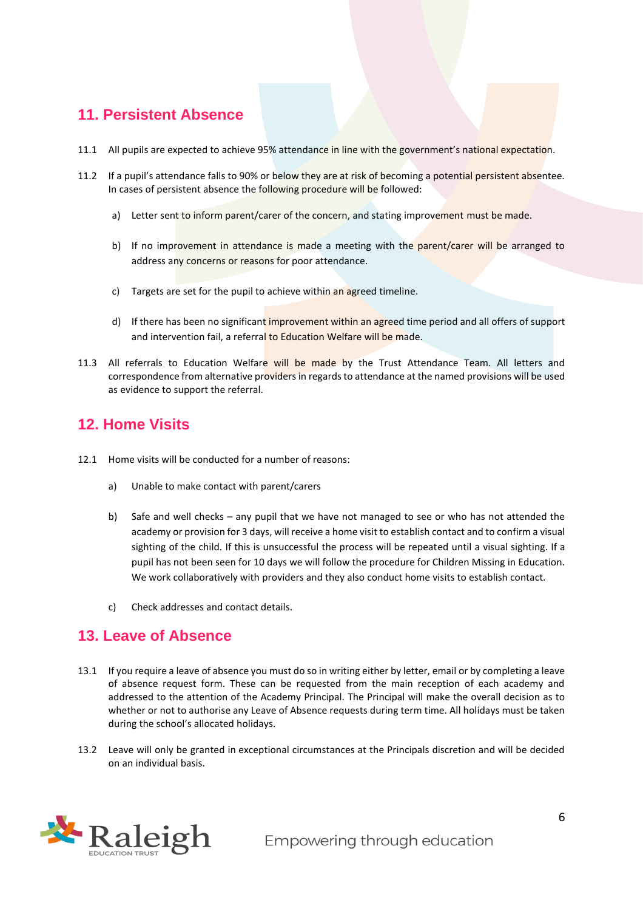## 11. Persistent Absence

11.1 All pupils are expected to achieve 95% attendance in line with the government's national expectation.

11.2 If a pupil's attendance falls to 90% or below they are at risk of becoming a potential persistent absentee. In cases of persistent absence the following procedure will be followed:

a) Letter sent to inform parent/carer of the concern, and stating improvement must be made.

b) If no improvement in attendance is made a meeting with the parent/carer will be arranged to address any concerns or reasons for poor attendance.

c) Targets are set for the pupil to achieve within an agreed timeline.

d) If there has been no significant improvement within an agreed time period and all offers of support and intervention fail, a referral to Education Welfare will be made.

11.3 All referrals to Education Welfare will be made by the Trust Attendance Team. All letters and correspondence from alternative providers in regards to attendance at the named provisions will be used as evidence to support the referral.

## 12. Home Visits

12.1 Home visits will be conducted for a number of reasons:

a) Unable to make contact with parent/carers

b) Safe and well checks – any pupil that we have not managed to see or who has not attended the academy or provision for 3 days, will receive a home visit to establish contact and to confirm a visual sighting of the child. If this is unsuccessful the process will be repeated until a visual sighting. If a pupil has not been seen for 10 days we will follow the procedure for Children Missing in Education. We work collaboratively with providers and they also conduct home visits to establish contact.

c) Check addresses and contact details.

## 13. Leave of Absence

13.1 If you require a leave of absence you must do so in writing either by letter, email or by completing a leave of absence request form. These can be requested from the main reception of each academy and addressed to the attention of the Academy Principal. The Principal will make the overall decision as to whether or not to authorise any Leave of Absence requests during term time. All holidays must be taken during the school's allocated holidays.

13.2 Leave will only be granted in exceptional circumstances at the Principals discretion and will be decided on an individual basis.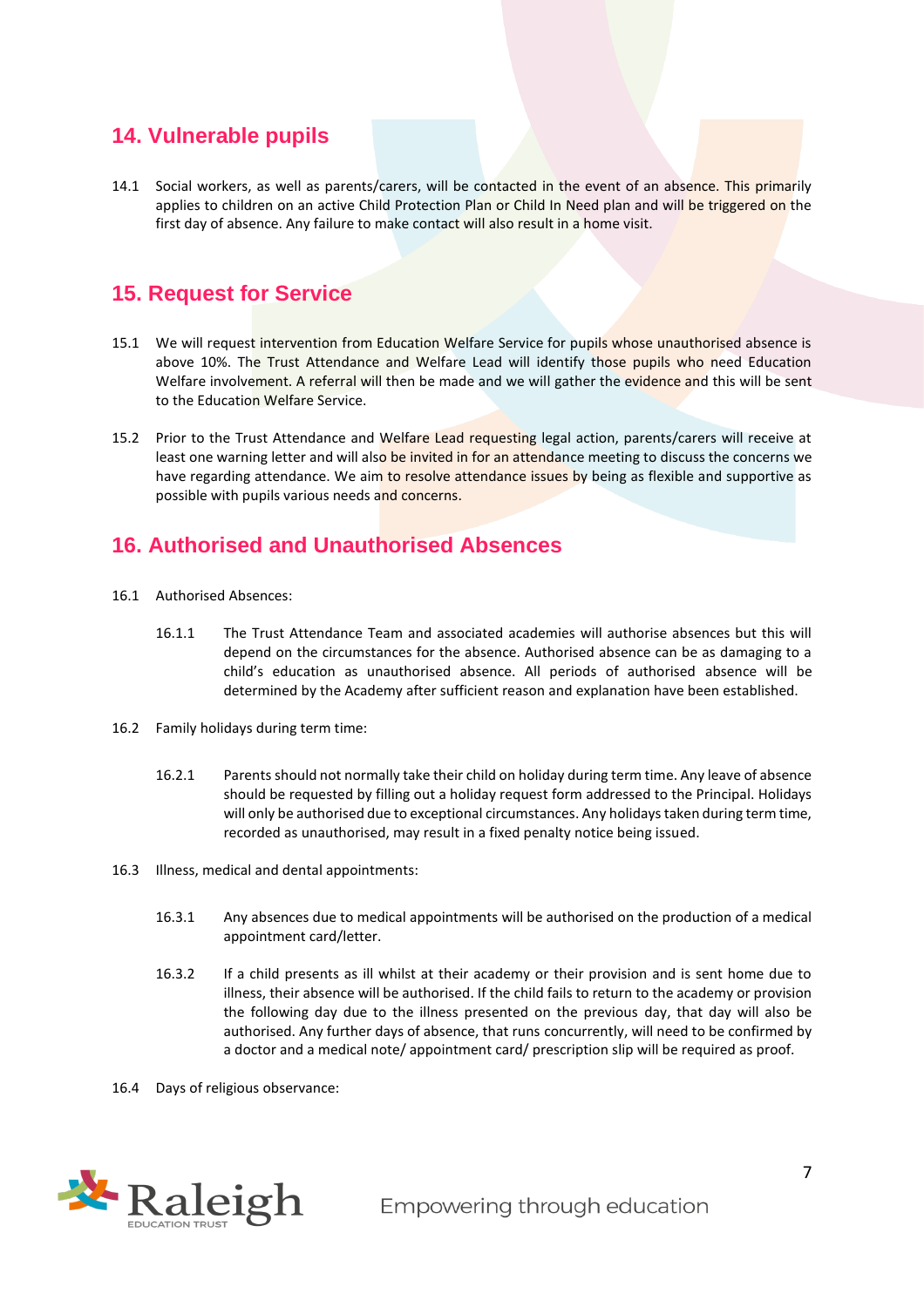## 14. Vulnerable pupils

14.1 Social workers, as well as parents/carers, will be contacted in the event of an absence. This primarily applies to children on an active Child Protection Plan or Child In Need plan and will be triggered on the first day of absence. Any failure to make contact will also result in a home visit.

## 15. Request for Service

15.1 We will request intervention from Education Welfare Service for pupils whose unauthorised absence is above 10%. The Trust Attendance and Welfare Lead will identify those pupils who need Education Welfare involvement. A referral will then be made and we will gather the evidence and this will be sent to the Education Welfare Service.

15.2 Prior to the Trust Attendance and Welfare Lead requesting legal action, parents/carers will receive at least one warning letter and will also be invited in for an attendance meeting to discuss the concerns we have regarding attendance. We aim to resolve attendance issues by being as flexible and supportive as possible with pupils various needs and concerns.

## 16. Authorised and Unauthorised Absences

16.1 Authorised Absences:

16.1.1 The Trust Attendance Team and associated academies will authorise absences but this will depend on the circumstances for the absence. Authorised absence can be as damaging to a child's education as unauthorised absence. All periods of authorised absence will be determined by the Academy after sufficient reason and explanation have been established.

16.2 Family holidays during term time:

16.2.1 Parents should not normally take their child on holiday during term time. Any leave of absence should be requested by filling out a holiday request form addressed to the Principal. Holidays will only be authorised due to exceptional circumstances. Any holidays taken during term time, recorded as unauthorised, may result in a fixed penalty notice being issued.

16.3 Illness, medical and dental appointments:

16.3.1 Any absences due to medical appointments will be authorised on the production of a medical appointment card/letter.

16.3.2 If a child presents as ill whilst at their academy or their provision and is sent home due to illness, their absence will be authorised. If the child fails to return to the academy or provision the following day due to the illness presented on the previous day, that day will also be authorised. Any further days of absence, that runs concurrently, will need to be confirmed by a doctor and a medical note/ appointment card/ prescription slip will be required as proof.

16.4 Days of religious observance: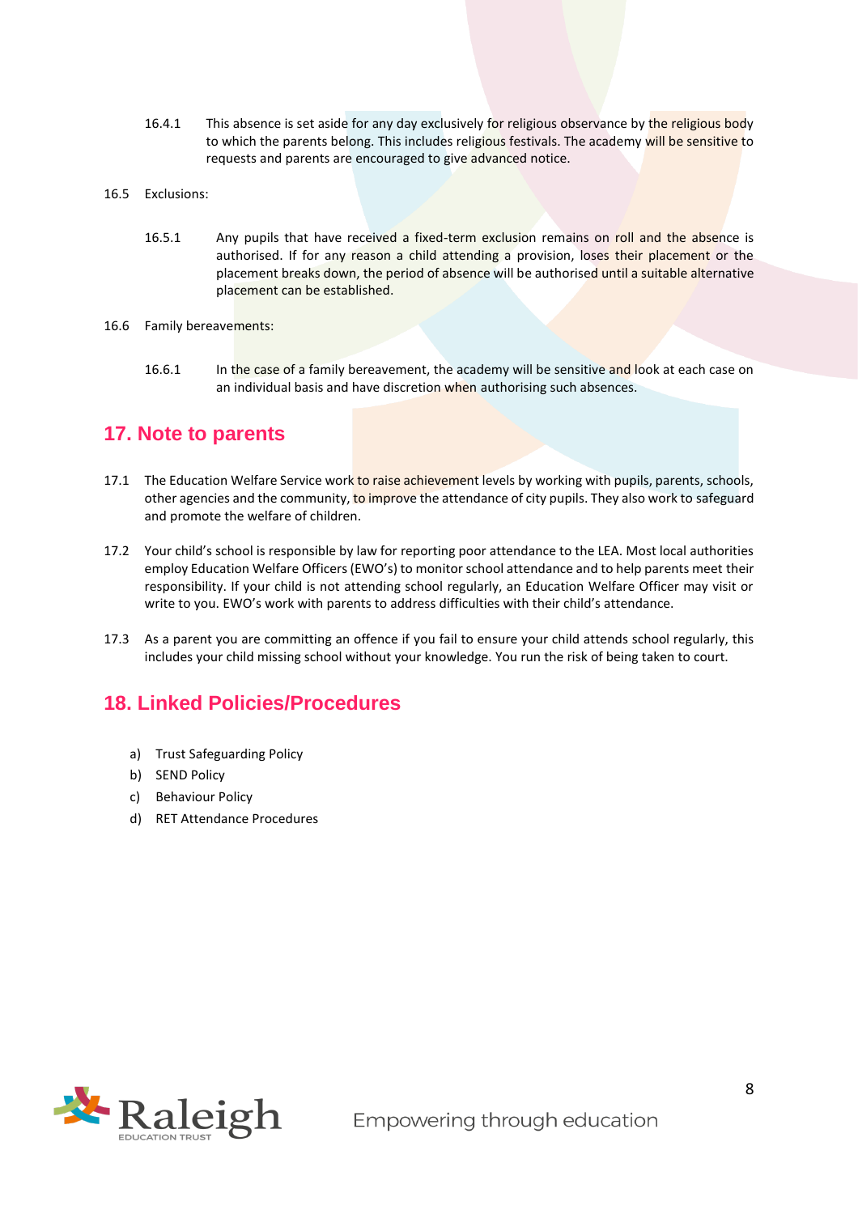16.4.1 This absence is set aside for any day exclusively for religious observance by the religious body to which the parents belong. This includes religious festivals. The academy will be sensitive to requests and parents are encouraged to give advanced notice.

16.5 Exclusions:

16.5.1 Any pupils that have received a fixed-term exclusion remains on roll and the absence is authorised. If for any reason a child attending a provision, loses their placement or the placement breaks down, the period of absence will be authorised until a suitable alternative placement can be established.

16.6 Family bereavements:

16.6.1 In the case of a family bereavement, the academy will be sensitive and look at each case on an individual basis and have discretion when authorising such absences.

## 17. Note to parents

17.1 The Education Welfare Service work to raise achievement levels by working with pupils, parents, schools, other agencies and the community, to improve the attendance of city pupils. They also work to safeguard and promote the welfare of children.

17.2 Your child's school is responsible by law for reporting poor attendance to the LEA. Most local authorities employ Education Welfare Officers (EWO's) to monitor school attendance and to help parents meet their responsibility. If your child is not attending school regularly, an Education Welfare Officer may visit or write to you. EWO's work with parents to address difficulties with their child's attendance.

17.3 As a parent you are committing an offence if you fail to ensure your child attends school regularly, this includes your child missing school without your knowledge. You run the risk of being taken to court.

## 18. Linked Policies/Procedures

a) Trust Safeguarding Policy
b) SEND Policy
c) Behaviour Policy
d) RET Attendance Procedures